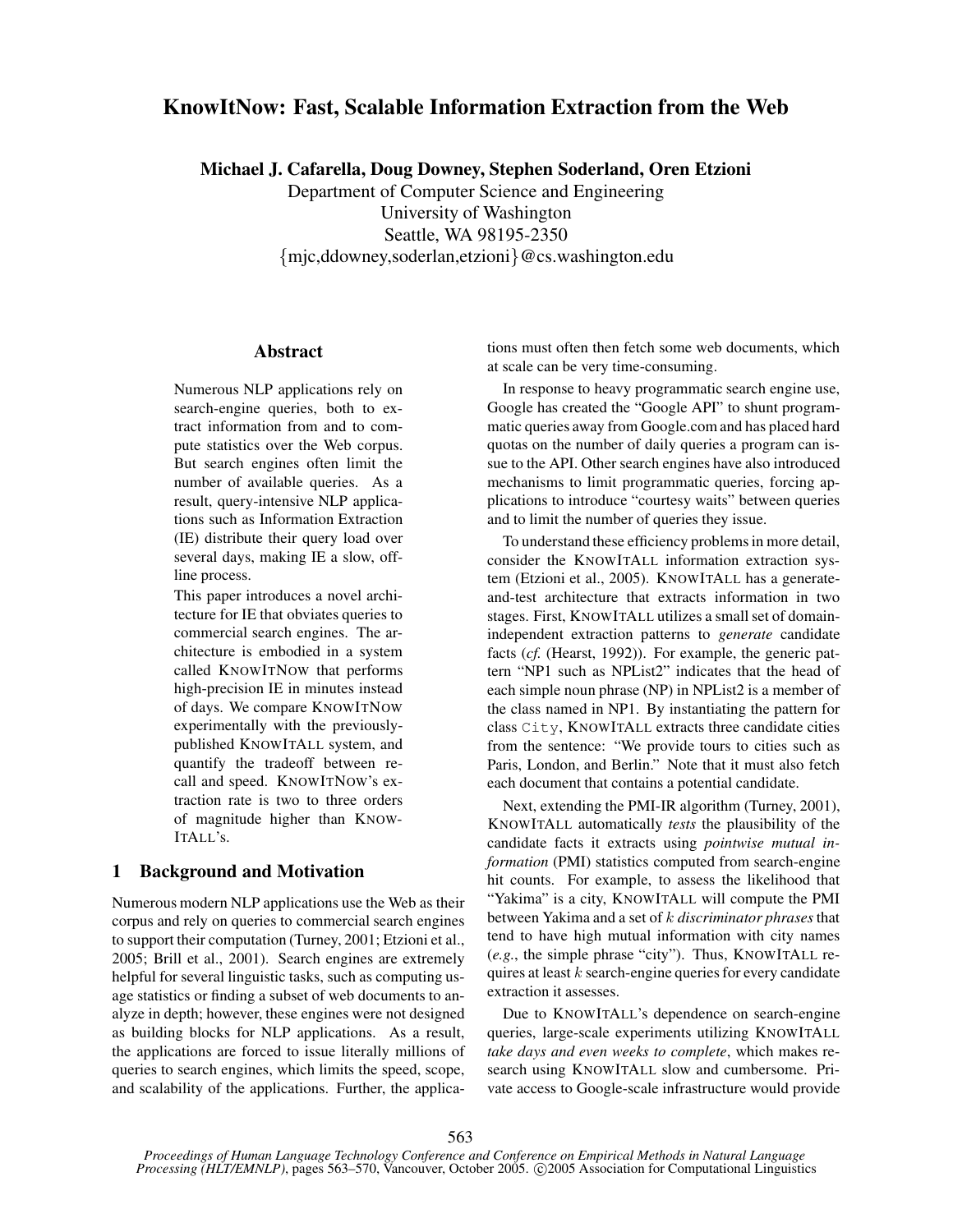# KnowItNow: Fast, Scalable Information Extraction from the Web

**Michael J. Cafarella, Doug Downey, Stephen Soderland, Oren Etzioni**

Department of Computer Science and Engineering
University of Washington
Seattle, WA 98195-2350
{mjc,ddowney,soderlan,etzioni}@cs.washington.edu

## Abstract

Numerous NLP applications rely on search-engine queries, both to extract information from and to compute statistics over the Web corpus. But search engines often limit the number of available queries. As a result, query-intensive NLP applications such as Information Extraction (IE) distribute their query load over several days, making IE a slow, offline process.

This paper introduces a novel architecture for IE that obviates queries to commercial search engines. The architecture is embodied in a system called KNOWITNOW that performs high-precision IE in minutes instead of days. We compare KNOWITNOW experimentally with the previously-published KNOWITALL system, and quantify the tradeoff between recall and speed. KNOWITNOW's extraction rate is two to three orders of magnitude higher than KNOWITALL's.

## 1 Background and Motivation

Numerous modern NLP applications use the Web as their corpus and rely on queries to commercial search engines to support their computation (Turney, 2001; Etzioni et al., 2005; Brill et al., 2001). Search engines are extremely helpful for several linguistic tasks, such as computing usage statistics or finding a subset of web documents to analyze in depth; however, these engines were not designed as building blocks for NLP applications. As a result, the applications are forced to issue literally millions of queries to search engines, which limits the speed, scope, and scalability of the applications. Further, the applications must often then fetch some web documents, which at scale can be very time-consuming.

In response to heavy programmatic search engine use, Google has created the "Google API" to shunt programmatic queries away from Google.com and has placed hard quotas on the number of daily queries a program can issue to the API. Other search engines have also introduced mechanisms to limit programmatic queries, forcing applications to introduce "courtesy waits" between queries and to limit the number of queries they issue.

To understand these efficiency problems in more detail, consider the KNOWITALL information extraction system (Etzioni et al., 2005). KNOWITALL has a generate-and-test architecture that extracts information in two stages. First, KNOWITALL utilizes a small set of domain-independent extraction patterns to *generate* candidate facts (*cf.* (Hearst, 1992)). For example, the generic pattern "NP1 such as NPList2" indicates that the head of each simple noun phrase (NP) in NPList2 is a member of the class named in NP1. By instantiating the pattern for class `City`, KNOWITALL extracts three candidate cities from the sentence: "We provide tours to cities such as Paris, London, and Berlin." Note that it must also fetch each document that contains a potential candidate.

Next, extending the PMI-IR algorithm (Turney, 2001), KNOWITALL automatically *tests* the plausibility of the candidate facts it extracts using *pointwise mutual information* (PMI) statistics computed from search-engine hit counts. For example, to assess the likelihood that "Yakima" is a city, KNOWITALL will compute the PMI between Yakima and a set of $k$ *discriminator phrases* that tend to have high mutual information with city names (*e.g.*, the simple phrase "city"). Thus, KNOWITALL requires at least $k$ search-engine queries for every candidate extraction it assesses.

Due to KNOWITALL's dependence on search-engine queries, large-scale experiments utilizing KNOWITALL *take days and even weeks to complete*, which makes research using KNOWITALL slow and cumbersome. Private access to Google-scale infrastructure would provide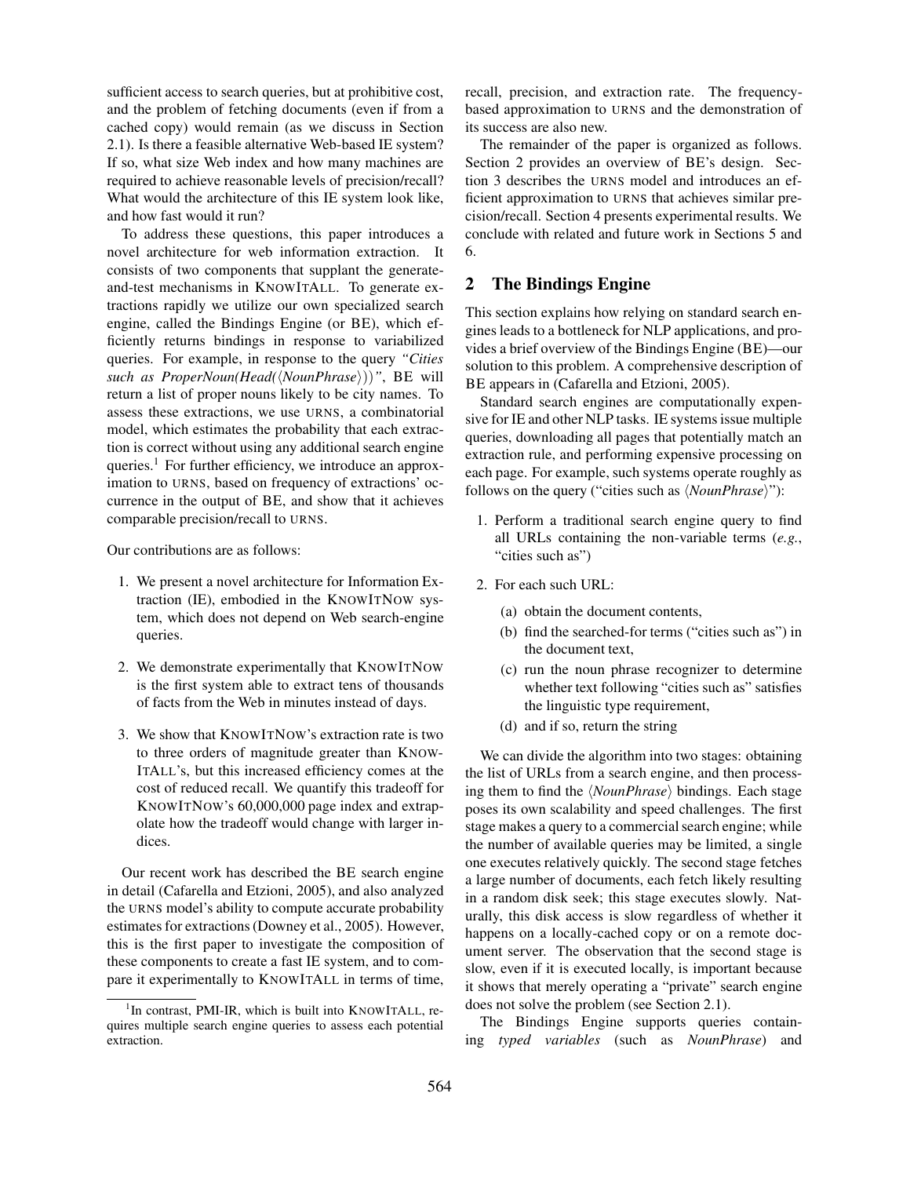sufficient access to search queries, but at prohibitive cost, and the problem of fetching documents (even if from a cached copy) would remain (as we discuss in Section 2.1). Is there a feasible alternative Web-based IE system? If so, what size Web index and how many machines are required to achieve reasonable levels of precision/recall? What would the architecture of this IE system look like, and how fast would it run?

To address these questions, this paper introduces a novel architecture for web information extraction. It consists of two components that supplant the generate-and-test mechanisms in KNOWITALL. To generate extractions rapidly we utilize our own specialized search engine, called the Bindings Engine (or BE), which efficiently returns bindings in response to variabilized queries. For example, in response to the query *"Cities such as ProperNoun(Head(⟨NounPhrase⟩))"*, BE will return a list of proper nouns likely to be city names. To assess these extractions, we use URNS, a combinatorial model, which estimates the probability that each extraction is correct without using any additional search engine queries.[1] For further efficiency, we introduce an approximation to URNS, based on frequency of extractions' occurrence in the output of BE, and show that it achieves comparable precision/recall to URNS.

Our contributions are as follows:

1. We present a novel architecture for Information Extraction (IE), embodied in the KNOWITNOW system, which does not depend on Web search-engine queries.

2. We demonstrate experimentally that KNOWITNOW is the first system able to extract tens of thousands of facts from the Web in minutes instead of days.

3. We show that KNOWITNOW's extraction rate is two to three orders of magnitude greater than KNOWITALL's, but this increased efficiency comes at the cost of reduced recall. We quantify this tradeoff for KNOWITNOW's 60,000,000 page index and extrapolate how the tradeoff would change with larger indices.

Our recent work has described the BE search engine in detail (Cafarella and Etzioni, 2005), and also analyzed the URNS model's ability to compute accurate probability estimates for extractions (Downey et al., 2005). However, this is the first paper to investigate the composition of these components to create a fast IE system, and to compare it experimentally to KNOWITALL in terms of time, recall, precision, and extraction rate. The frequency-based approximation to URNS and the demonstration of its success are also new.

The remainder of the paper is organized as follows. Section 2 provides an overview of BE's design. Section 3 describes the URNS model and introduces an efficient approximation to URNS that achieves similar precision/recall. Section 4 presents experimental results. We conclude with related and future work in Sections 5 and 6.

## 2 The Bindings Engine

This section explains how relying on standard search engines leads to a bottleneck for NLP applications, and provides a brief overview of the Bindings Engine (BE)—our solution to this problem. A comprehensive description of BE appears in (Cafarella and Etzioni, 2005).

Standard search engines are computationally expensive for IE and other NLP tasks. IE systems issue multiple queries, downloading all pages that potentially match an extraction rule, and performing expensive processing on each page. For example, such systems operate roughly as follows on the query ("cities such as ⟨*NounPhrase*⟩"):

1. Perform a traditional search engine query to find all URLs containing the non-variable terms (*e.g.*, "cities such as")

2. For each such URL:
   (a) obtain the document contents,
   (b) find the searched-for terms ("cities such as") in the document text,
   (c) run the noun phrase recognizer to determine whether text following "cities such as" satisfies the linguistic type requirement,
   (d) and if so, return the string

We can divide the algorithm into two stages: obtaining the list of URLs from a search engine, and then processing them to find the ⟨*NounPhrase*⟩ bindings. Each stage poses its own scalability and speed challenges. The first stage makes a query to a commercial search engine; while the number of available queries may be limited, a single one executes relatively quickly. The second stage fetches a large number of documents, each fetch likely resulting in a random disk seek; this stage executes slowly. Naturally, this disk access is slow regardless of whether it happens on a locally-cached copy or on a remote document server. The observation that the second stage is slow, even if it is executed locally, is important because it shows that merely operating a "private" search engine does not solve the problem (see Section 2.1).

The Bindings Engine supports queries containing *typed variables* (such as *NounPhrase*) and

[1] In contrast, PMI-IR, which is built into KNOWITALL, requires multiple search engine queries to assess each potential extraction.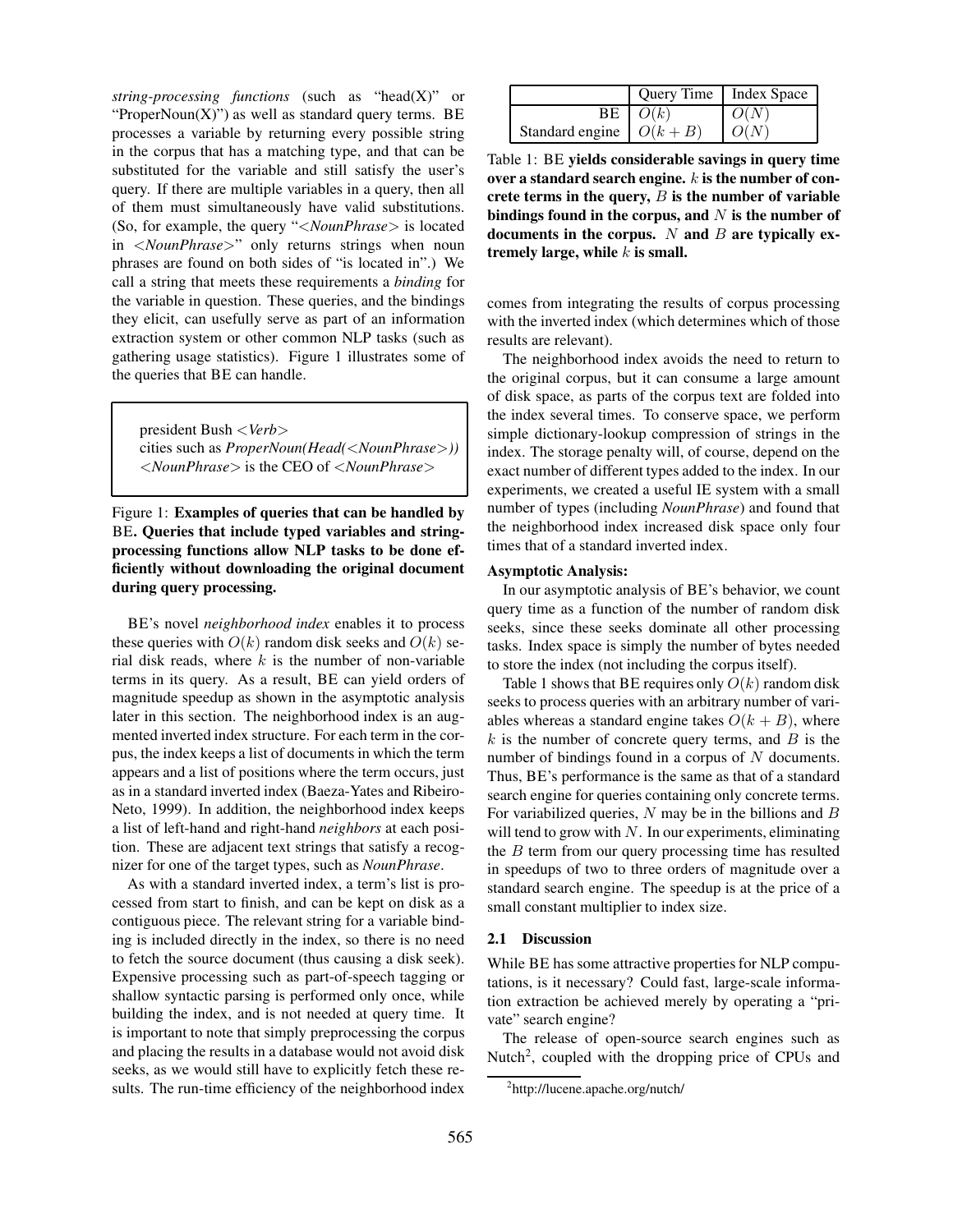*string-processing functions* (such as "head(X)" or "ProperNoun(X)") as well as standard query terms. BE processes a variable by returning every possible string in the corpus that has a matching type, and that can be substituted for the variable and still satisfy the user's query. If there are multiple variables in a query, then all of them must simultaneously have valid substitutions. (So, for example, the query "<*NounPhrase*> is located in <*NounPhrase*>" only returns strings when noun phrases are found on both sides of "is located in".) We call a string that meets these requirements a *binding* for the variable in question. These queries, and the bindings they elicit, can usefully serve as part of an information extraction system or other common NLP tasks (such as gathering usage statistics). Figure 1 illustrates some of the queries that BE can handle.

> president Bush <*Verb*>
> cities such as *ProperNoun(Head(<NounPhrase>))*
> <*NounPhrase*> is the CEO of <*NounPhrase*>

Figure 1: **Examples of queries that can be handled by** BE**. Queries that include typed variables and string-processing functions allow NLP tasks to be done efficiently without downloading the original document during query processing.**

BE's novel *neighborhood index* enables it to process these queries with $O(k)$ random disk seeks and $O(k)$ serial disk reads, where $k$ is the number of non-variable terms in its query. As a result, BE can yield orders of magnitude speedup as shown in the asymptotic analysis later in this section. The neighborhood index is an augmented inverted index structure. For each term in the corpus, the index keeps a list of documents in which the term appears and a list of positions where the term occurs, just as in a standard inverted index (Baeza-Yates and Ribeiro-Neto, 1999). In addition, the neighborhood index keeps a list of left-hand and right-hand *neighbors* at each position. These are adjacent text strings that satisfy a recognizer for one of the target types, such as *NounPhrase*.

As with a standard inverted index, a term's list is processed from start to finish, and can be kept on disk as a contiguous piece. The relevant string for a variable binding is included directly in the index, so there is no need to fetch the source document (thus causing a disk seek). Expensive processing such as part-of-speech tagging or shallow syntactic parsing is performed only once, while building the index, and is not needed at query time. It is important to note that simply preprocessing the corpus and placing the results in a database would not avoid disk seeks, as we would still have to explicitly fetch these results. The run-time efficiency of the neighborhood index

|  | Query Time | Index Space |
|---|---|---|
| BE | $O(k)$ | $O(N)$ |
| Standard engine | $O(k+B)$ | $O(N)$ |

Table 1: BE **yields considerable savings in query time over a standard search engine.** $k$ **is the number of concrete terms in the query,** $B$ **is the number of variable bindings found in the corpus, and** $N$ **is the number of documents in the corpus.** $N$ **and** $B$ **are typically extremely large, while** $k$ **is small.**

comes from integrating the results of corpus processing with the inverted index (which determines which of those results are relevant).

The neighborhood index avoids the need to return to the original corpus, but it can consume a large amount of disk space, as parts of the corpus text are folded into the index several times. To conserve space, we perform simple dictionary-lookup compression of strings in the index. The storage penalty will, of course, depend on the exact number of different types added to the index. In our experiments, we created a useful IE system with a small number of types (including *NounPhrase*) and found that the neighborhood index increased disk space only four times that of a standard inverted index.

**Asymptotic Analysis:**

In our asymptotic analysis of BE's behavior, we count query time as a function of the number of random disk seeks, since these seeks dominate all other processing tasks. Index space is simply the number of bytes needed to store the index (not including the corpus itself).

Table 1 shows that BE requires only $O(k)$ random disk seeks to process queries with an arbitrary number of variables whereas a standard engine takes $O(k + B)$, where $k$ is the number of concrete query terms, and $B$ is the number of bindings found in a corpus of $N$ documents. Thus, BE's performance is the same as that of a standard search engine for queries containing only concrete terms. For variabilized queries, $N$ may be in the billions and $B$ will tend to grow with $N$. In our experiments, eliminating the $B$ term from our query processing time has resulted in speedups of two to three orders of magnitude over a standard search engine. The speedup is at the price of a small constant multiplier to index size.

### 2.1 Discussion

While BE has some attractive properties for NLP computations, is it necessary? Could fast, large-scale information extraction be achieved merely by operating a "private" search engine?

The release of open-source search engines such as Nutch[2], coupled with the dropping price of CPUs and

[2] http://lucene.apache.org/nutch/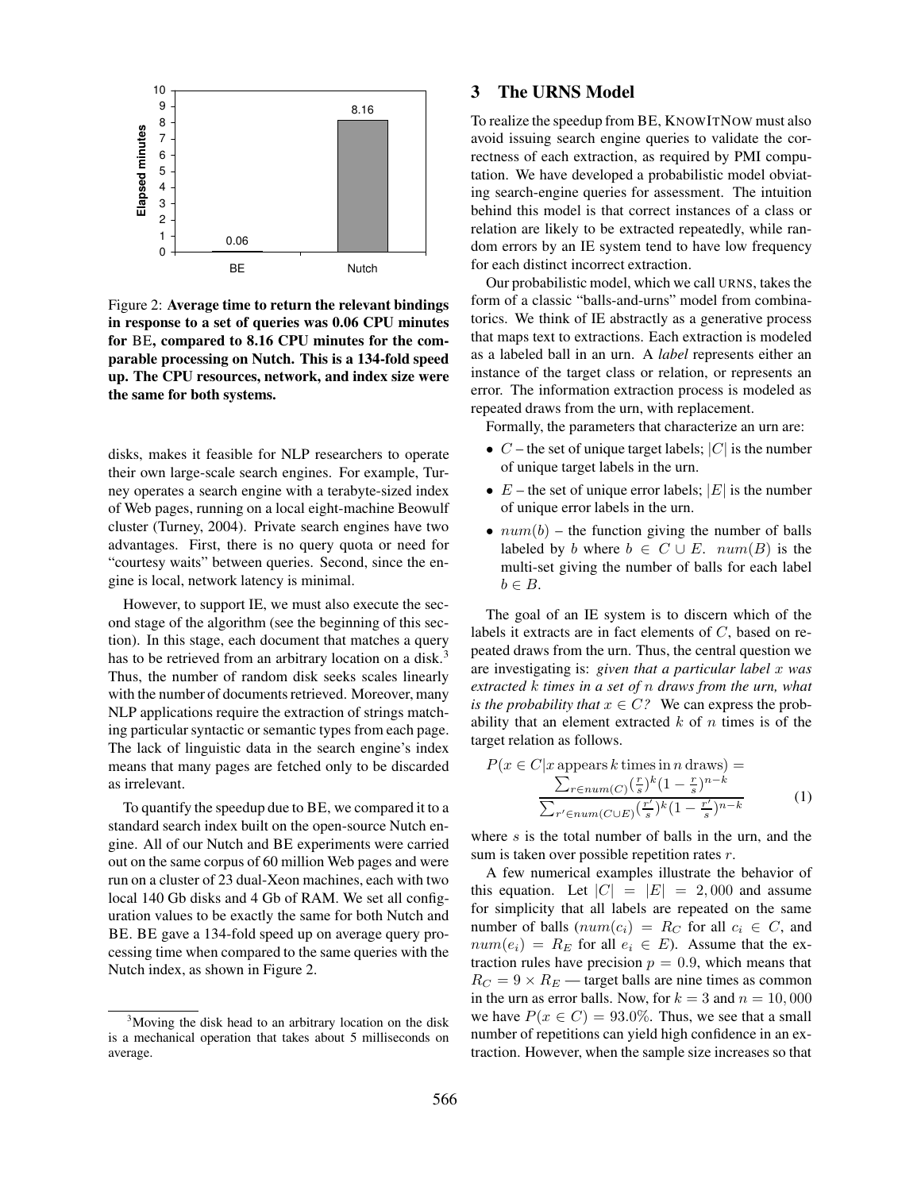Figure 2: **Average time to return the relevant bindings in response to a set of queries was 0.06 CPU minutes for BE, compared to 8.16 CPU minutes for the comparable processing on Nutch. This is a 134-fold speed up. The CPU resources, network, and index size were the same for both systems.**

disks, makes it feasible for NLP researchers to operate their own large-scale search engines. For example, Turney operates a search engine with a terabyte-sized index of Web pages, running on a local eight-machine Beowulf cluster (Turney, 2004). Private search engines have two advantages. First, there is no query quota or need for "courtesy waits" between queries. Second, since the engine is local, network latency is minimal.

However, to support IE, we must also execute the second stage of the algorithm (see the beginning of this section). In this stage, each document that matches a query has to be retrieved from an arbitrary location on a disk.[3] Thus, the number of random disk seeks scales linearly with the number of documents retrieved. Moreover, many NLP applications require the extraction of strings matching particular syntactic or semantic types from each page. The lack of linguistic data in the search engine's index means that many pages are fetched only to be discarded as irrelevant.

To quantify the speedup due to BE, we compared it to a standard search index built on the open-source Nutch engine. All of our Nutch and BE experiments were carried out on the same corpus of 60 million Web pages and were run on a cluster of 23 dual-Xeon machines, each with two local 140 Gb disks and 4 Gb of RAM. We set all configuration values to be exactly the same for both Nutch and BE. BE gave a 134-fold speed up on average query processing time when compared to the same queries with the Nutch index, as shown in Figure 2.

[3] Moving the disk head to an arbitrary location on the disk is a mechanical operation that takes about 5 milliseconds on average.

## 3 The URNS Model

To realize the speedup from BE, KNOWITNOW must also avoid issuing search engine queries to validate the correctness of each extraction, as required by PMI computation. We have developed a probabilistic model obviating search-engine queries for assessment. The intuition behind this model is that correct instances of a class or relation are likely to be extracted repeatedly, while random errors by an IE system tend to have low frequency for each distinct incorrect extraction.

Our probabilistic model, which we call URNS, takes the form of a classic "balls-and-urns" model from combinatorics. We think of IE abstractly as a generative process that maps text to extractions. Each extraction is modeled as a labeled ball in an urn. A *label* represents either an instance of the target class or relation, or represents an error. The information extraction process is modeled as repeated draws from the urn, with replacement.

Formally, the parameters that characterize an urn are:

- $C$ – the set of unique target labels; $|C|$ is the number of unique target labels in the urn.
- $E$ – the set of unique error labels; $|E|$ is the number of unique error labels in the urn.
- $num(b)$ – the function giving the number of balls labeled by $b$ where $b \in C \cup E$. $num(B)$ is the multi-set giving the number of balls for each label $b \in B$.

The goal of an IE system is to discern which of the labels it extracts are in fact elements of $C$, based on repeated draws from the urn. Thus, the central question we are investigating is: *given that a particular label $x$ was extracted $k$ times in a set of $n$ draws from the urn, what is the probability that $x \in C$?* We can express the probability that an element extracted $k$ of $n$ times is of the target relation as follows.

$$P(x \in C | x \text{ appears } k \text{ times in } n \text{ draws}) = \frac{\sum_{r \in num(C)} (\frac{r}{s})^k (1 - \frac{r}{s})^{n-k}}{\sum_{r' \in num(C \cup E)} (\frac{r'}{s})^k (1 - \frac{r'}{s})^{n-k}} \quad (1)$$

where $s$ is the total number of balls in the urn, and the sum is taken over possible repetition rates $r$.

A few numerical examples illustrate the behavior of this equation. Let $|C| = |E| = 2,000$ and assume for simplicity that all labels are repeated on the same number of balls ($num(c_i) = R_C$ for all $c_i \in C$, and $num(e_i) = R_E$ for all $e_i \in E$). Assume that the extraction rules have precision $p = 0.9$, which means that $R_C = 9 \times R_E$ — target balls are nine times as common in the urn as error balls. Now, for $k = 3$ and $n = 10,000$ we have $P(x \in C) = 93.0\%$. Thus, we see that a small number of repetitions can yield high confidence in an extraction. However, when the sample size increases so that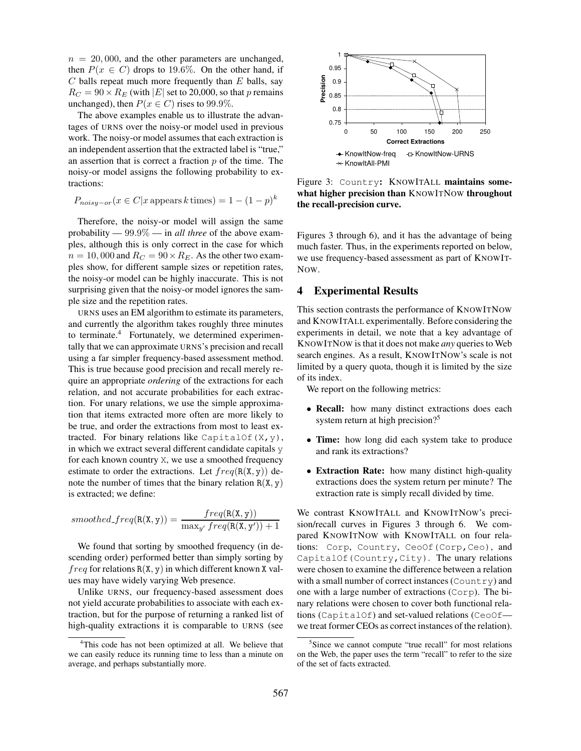$n = 20,000$, and the other parameters are unchanged, then $P(x \in C)$ drops to 19.6%. On the other hand, if $C$ balls repeat much more frequently than $E$ balls, say $R_C = 90 \times R_E$ (with $|E|$ set to 20,000, so that $p$ remains unchanged), then $P(x \in C)$ rises to 99.9%.

The above examples enable us to illustrate the advantages of URNS over the noisy-or model used in previous work. The noisy-or model assumes that each extraction is an independent assertion that the extracted label is "true," an assertion that is correct a fraction $p$ of the time. The noisy-or model assigns the following probability to extractions:

$$P_{noisy-or}(x \in C | x \text{ appears } k \text{ times}) = 1 - (1-p)^k$$

Therefore, the noisy-or model will assign the same probability — 99.9% — in *all three* of the above examples, although this is only correct in the case for which $n = 10,000$ and $R_C = 90 \times R_E$. As the other two examples show, for different sample sizes or repetition rates, the noisy-or model can be highly inaccurate. This is not surprising given that the noisy-or model ignores the sample size and the repetition rates.

URNS uses an EM algorithm to estimate its parameters, and currently the algorithm takes roughly three minutes to terminate.[4] Fortunately, we determined experimentally that we can approximate URNS's precision and recall using a far simpler frequency-based assessment method. This is true because good precision and recall merely require an appropriate *ordering* of the extractions for each relation, and not accurate probabilities for each extraction. For unary relations, we use the simple approximation that items extracted more often are more likely to be true, and order the extractions from most to least extracted. For binary relations like `CapitalOf(X,y)`, in which we extract several different candidate capitals `y` for each known country `X`, we use a smoothed frequency estimate to order the extractions. Let $freq(\texttt{R(X,y)})$ denote the number of times that the binary relation $\texttt{R(X,y)}$ is extracted; we define:

$$smoothed\_freq(\texttt{R(X,y)}) = \frac{freq(\texttt{R(X,y)})}{\max_{y'} freq(\texttt{R(X,y')}) + 1}$$

We found that sorting by smoothed frequency (in descending order) performed better than simply sorting by $freq$ for relations $\texttt{R(X,y)}$ in which different known X values may have widely varying Web presence.

Unlike URNS, our frequency-based assessment does not yield accurate probabilities to associate with each extraction, but for the purpose of returning a ranked list of high-quality extractions it is comparable to URNS (see Figures 3 through 6), and it has the advantage of being much faster. Thus, in the experiments reported on below, we use frequency-based assessment as part of KNOWITNOW.

[4] This code has not been optimized at all. We believe that we can easily reduce its running time to less than a minute on average, and perhaps substantially more.

Figure 3: `Country`: **KNOWITALL maintains somewhat higher precision than KNOWITNOW throughout the recall-precision curve.**

## 4 Experimental Results

This section contrasts the performance of KNOWITNOW and KNOWITALL experimentally. Before considering the experiments in detail, we note that a key advantage of KNOWITNOW is that it does not make *any* queries to Web search engines. As a result, KNOWITNOW's scale is not limited by a query quota, though it is limited by the size of its index.

We report on the following metrics:

- **Recall:** how many distinct extractions does each system return at high precision?[5]
- **Time:** how long did each system take to produce and rank its extractions?
- **Extraction Rate:** how many distinct high-quality extractions does the system return per minute? The extraction rate is simply recall divided by time.

We contrast KNOWITALL and KNOWITNOW's precision/recall curves in Figures 3 through 6. We compared KNOWITNOW with KNOWITALL on four relations: `Corp`, `Country`, `CeoOf(Corp,Ceo)`, and `CapitalOf(Country,City)`. The unary relations were chosen to examine the difference between a relation with a small number of correct instances (`Country`) and one with a large number of extractions (`Corp`). The binary relations were chosen to cover both functional relations (`CapitalOf`) and set-valued relations (`CeoOf`—we treat former CEOs as correct instances of the relation).

[5] Since we cannot compute "true recall" for most relations on the Web, the paper uses the term "recall" to refer to the size of the set of facts extracted.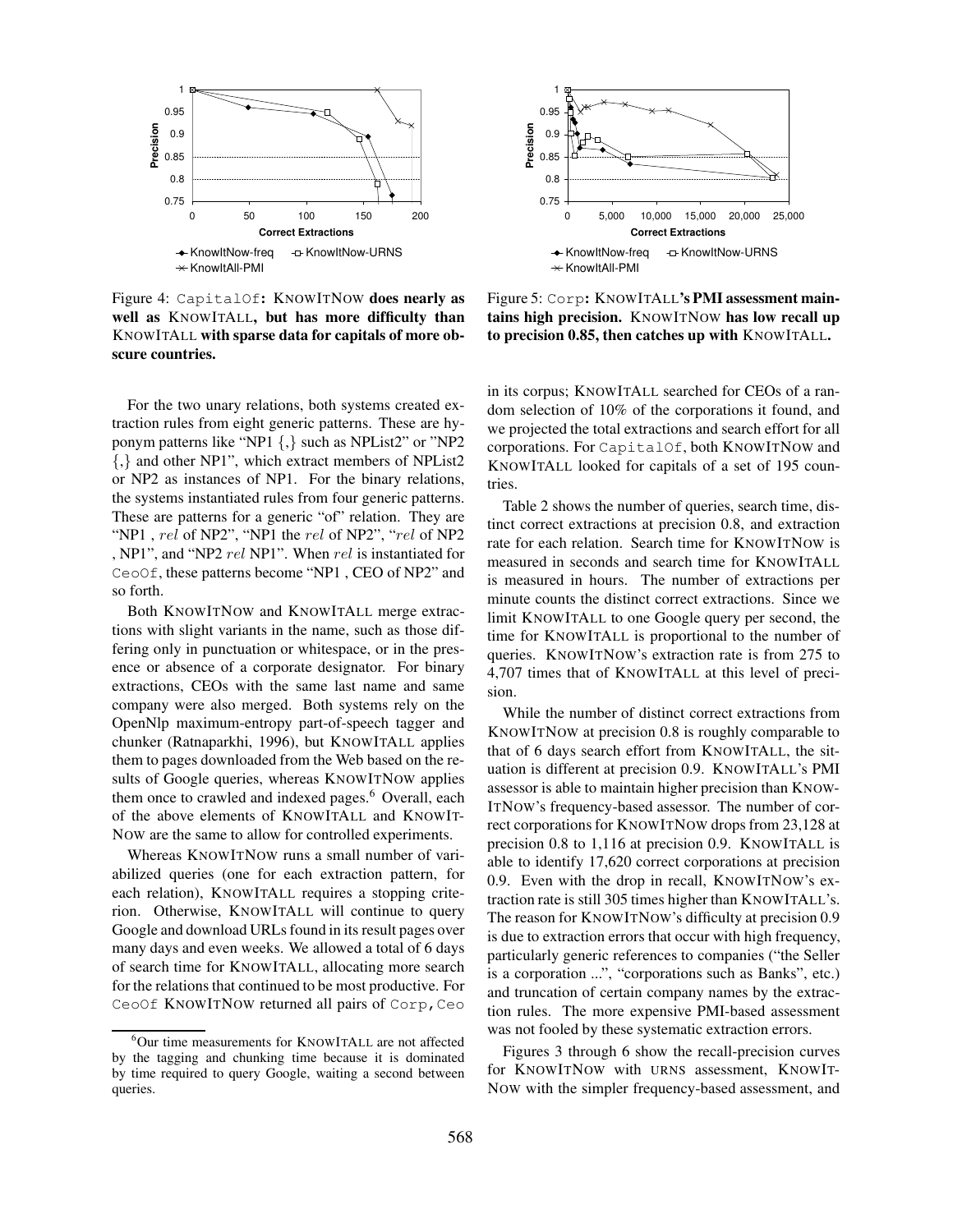Figure 4: CapitalOf: **KNOWITNOW does nearly as well as KNOWITALL, but has more difficulty than KNOWITALL with sparse data for capitals of more obscure countries.**

Figure 5: Corp: **KNOWITALL's PMI assessment maintains high precision. KNOWITNOW has low recall up to precision 0.85, then catches up with KNOWITALL.**

For the two unary relations, both systems created extraction rules from eight generic patterns. These are hyponym patterns like "NP1 {,} such as NPList2" or "NP2 {,} and other NP1", which extract members of NPList2 or NP2 as instances of NP1. For the binary relations, the systems instantiated rules from four generic patterns. These are patterns for a generic "of" relation. They are "NP1 , *rel* of NP2", "NP1 the *rel* of NP2", "*rel* of NP2 , NP1", and "NP2 *rel* NP1". When *rel* is instantiated for CeoOf, these patterns become "NP1 , CEO of NP2" and so forth.

Both KNOWITNOW and KNOWITALL merge extractions with slight variants in the name, such as those differing only in punctuation or whitespace, or in the presence or absence of a corporate designator. For binary extractions, CEOs with the same last name and same company were also merged. Both systems rely on the OpenNlp maximum-entropy part-of-speech tagger and chunker (Ratnaparkhi, 1996), but KNOWITALL applies them to pages downloaded from the Web based on the results of Google queries, whereas KNOWITNOW applies them once to crawled and indexed pages.[6] Overall, each of the above elements of KNOWITALL and KNOWITNOW are the same to allow for controlled experiments.

Whereas KNOWITNOW runs a small number of variabilized queries (one for each extraction pattern, for each relation), KNOWITALL requires a stopping criterion. Otherwise, KNOWITALL will continue to query Google and download URLs found in its result pages over many days and even weeks. We allowed a total of 6 days of search time for KNOWITALL, allocating more search for the relations that continued to be most productive. For CeoOf KNOWITNOW returned all pairs of Corp,Ceo in its corpus; KNOWITALL searched for CEOs of a random selection of 10% of the corporations it found, and we projected the total extractions and search effort for all corporations. For CapitalOf, both KNOWITNOW and KNOWITALL looked for capitals of a set of 195 countries.

Table 2 shows the number of queries, search time, distinct correct extractions at precision 0.8, and extraction rate for each relation. Search time for KNOWITNOW is measured in seconds and search time for KNOWITALL is measured in hours. The number of extractions per minute counts the distinct correct extractions. Since we limit KNOWITALL to one Google query per second, the time for KNOWITALL is proportional to the number of queries. KNOWITNOW's extraction rate is from 275 to 4,707 times that of KNOWITALL at this level of precision.

While the number of distinct correct extractions from KNOWITNOW at precision 0.8 is roughly comparable to that of 6 days search effort from KNOWITALL, the situation is different at precision 0.9. KNOWITALL's PMI assessor is able to maintain higher precision than KNOWITNOW's frequency-based assessor. The number of correct corporations for KNOWITNOW drops from 23,128 at precision 0.8 to 1,116 at precision 0.9. KNOWITALL is able to identify 17,620 correct corporations at precision 0.9. Even with the drop in recall, KNOWITNOW's extraction rate is still 305 times higher than KNOWITALL's. The reason for KNOWITNOW's difficulty at precision 0.9 is due to extraction errors that occur with high frequency, particularly generic references to companies ("the Seller is a corporation ...", "corporations such as Banks", etc.) and truncation of certain company names by the extraction rules. The more expensive PMI-based assessment was not fooled by these systematic extraction errors.

Figures 3 through 6 show the recall-precision curves for KNOWITNOW with URNS assessment, KNOWITNOW with the simpler frequency-based assessment, and

[6] Our time measurements for KNOWITALL are not affected by the tagging and chunking time because it is dominated by time required to query Google, waiting a second between queries.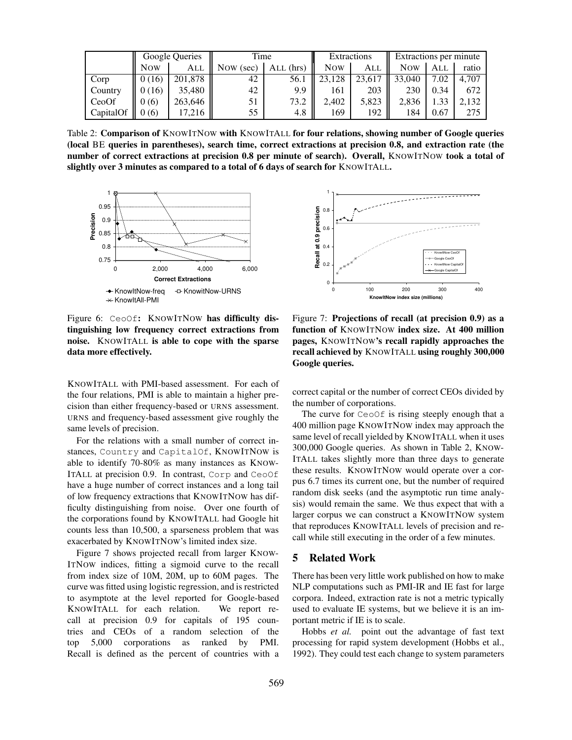| | Google Queries | | Time | | Extractions | | Extractions per minute | | |
|---|---|---|---|---|---|---|---|---|---|
| | NOW | ALL | NOW (sec) | ALL (hrs) | NOW | ALL | NOW | ALL | ratio |
| Corp | 0 (16) | 201,878 | 42 | 56.1 | 23,128 | 23,617 | 33,040 | 7.02 | 4,707 |
| Country | 0 (16) | 35,480 | 42 | 9.9 | 161 | 203 | 230 | 0.34 | 672 |
| CeoOf | 0 (6) | 263,646 | 51 | 73.2 | 2,402 | 5,823 | 2,836 | 1.33 | 2,132 |
| CapitalOf | 0 (6) | 17,216 | 55 | 4.8 | 169 | 192 | 184 | 0.67 | 275 |

Table 2: **Comparison of KNOWITNOW with KNOWITALL for four relations, showing number of Google queries (local BE queries in parentheses), search time, correct extractions at precision 0.8, and extraction rate (the number of correct extractions at precision 0.8 per minute of search). Overall, KNOWITNOW took a total of slightly over 3 minutes as compared to a total of 6 days of search for KNOWITALL.**

Figure 6: CeoOf**: KNOWITNOW has difficulty distinguishing low frequency correct extractions from noise. KNOWITALL is able to cope with the sparse data more effectively.**

Figure 7: **Projections of recall (at precision 0.9) as a function of KNOWITNOW index size. At 400 million pages, KNOWITNOW's recall rapidly approaches the recall achieved by KNOWITALL using roughly 300,000 Google queries.**

KNOWITALL with PMI-based assessment. For each of the four relations, PMI is able to maintain a higher precision than either frequency-based or URNS assessment. URNS and frequency-based assessment give roughly the same levels of precision.

For the relations with a small number of correct instances, Country and CapitalOf, KNOWITNOW is able to identify 70-80% as many instances as KNOWITALL at precision 0.9. In contrast, Corp and CeoOf have a huge number of correct instances and a long tail of low frequency extractions that KNOWITNOW has difficulty distinguishing from noise. Over one fourth of the corporations found by KNOWITALL had Google hit counts less than 10,500, a sparseness problem that was exacerbated by KNOWITNOW's limited index size.

Figure 7 shows projected recall from larger KNOWITNOW indices, fitting a sigmoid curve to the recall from index size of 10M, 20M, up to 60M pages. The curve was fitted using logistic regression, and is restricted to asymptote at the level reported for Google-based KNOWITALL for each relation. We report recall at precision 0.9 for capitals of 195 countries and CEOs of a random selection of the top 5,000 corporations as ranked by PMI. Recall is defined as the percent of countries with a correct capital or the number of correct CEOs divided by the number of corporations.

The curve for CeoOf is rising steeply enough that a 400 million page KNOWITNOW index may approach the same level of recall yielded by KNOWITALL when it uses 300,000 Google queries. As shown in Table 2, KNOWITALL takes slightly more than three days to generate these results. KNOWITNOW would operate over a corpus 6.7 times its current one, but the number of required random disk seeks (and the asymptotic run time analysis) would remain the same. We thus expect that with a larger corpus we can construct a KNOWITNOW system that reproduces KNOWITALL levels of precision and recall while still executing in the order of a few minutes.

## 5 Related Work

There has been very little work published on how to make NLP computations such as PMI-IR and IE fast for large corpora. Indeed, extraction rate is not a metric typically used to evaluate IE systems, but we believe it is an important metric if IE is to scale.

Hobbs *et al.* point out the advantage of fast text processing for rapid system development (Hobbs et al., 1992). They could test each change to system parameters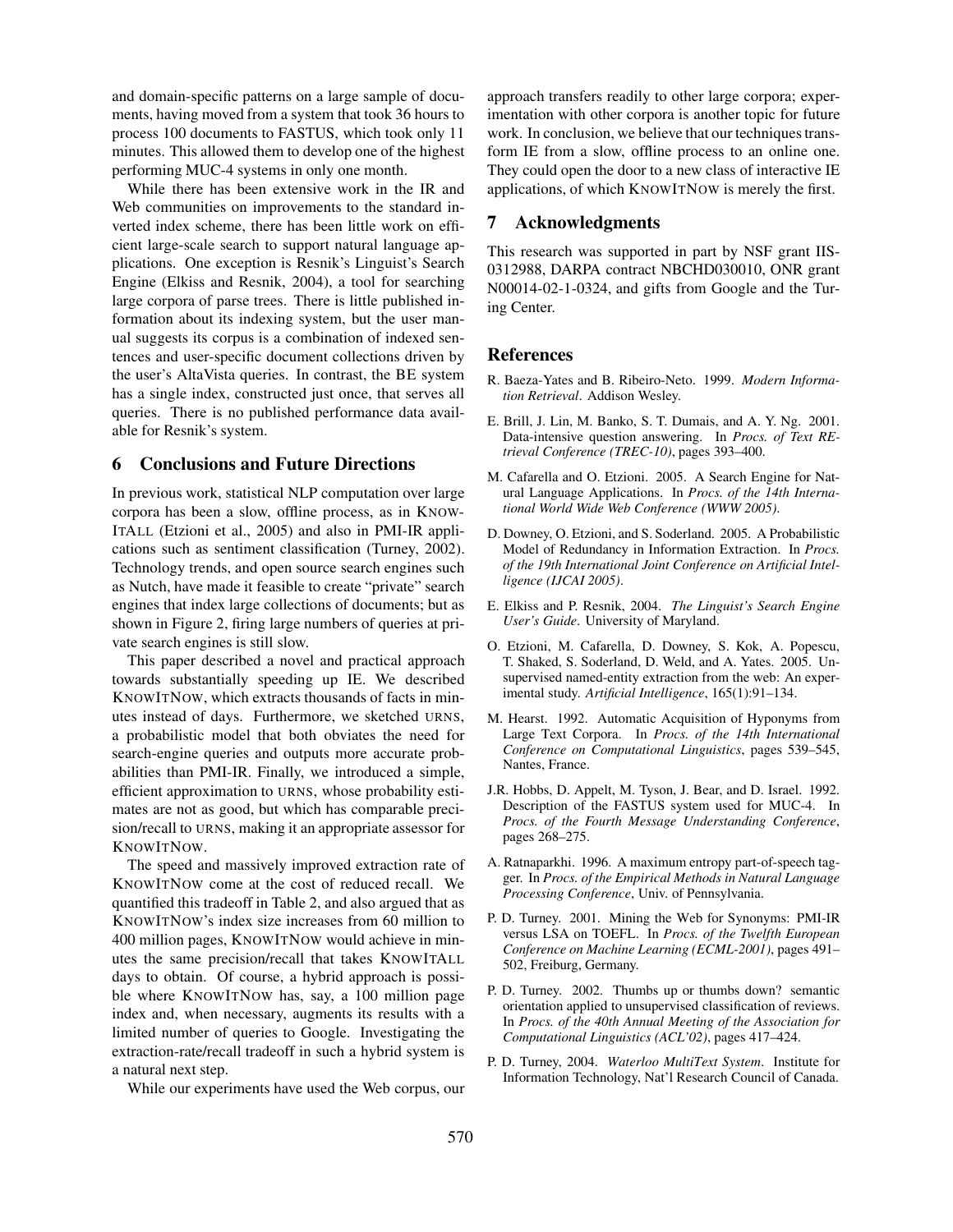and domain-specific patterns on a large sample of documents, having moved from a system that took 36 hours to process 100 documents to FASTUS, which took only 11 minutes. This allowed them to develop one of the highest performing MUC-4 systems in only one month.

While there has been extensive work in the IR and Web communities on improvements to the standard inverted index scheme, there has been little work on efficient large-scale search to support natural language applications. One exception is Resnik's Linguist's Search Engine (Elkiss and Resnik, 2004), a tool for searching large corpora of parse trees. There is little published information about its indexing system, but the user manual suggests its corpus is a combination of indexed sentences and user-specific document collections driven by the user's AltaVista queries. In contrast, the BE system has a single index, constructed just once, that serves all queries. There is no published performance data available for Resnik's system.

## 6 Conclusions and Future Directions

In previous work, statistical NLP computation over large corpora has been a slow, offline process, as in KNOWITALL (Etzioni et al., 2005) and also in PMI-IR applications such as sentiment classification (Turney, 2002). Technology trends, and open source search engines such as Nutch, have made it feasible to create "private" search engines that index large collections of documents; but as shown in Figure 2, firing large numbers of queries at private search engines is still slow.

This paper described a novel and practical approach towards substantially speeding up IE. We described KNOWITNOW, which extracts thousands of facts in minutes instead of days. Furthermore, we sketched URNS, a probabilistic model that both obviates the need for search-engine queries and outputs more accurate probabilities than PMI-IR. Finally, we introduced a simple, efficient approximation to URNS, whose probability estimates are not as good, but which has comparable precision/recall to URNS, making it an appropriate assessor for KNOWITNOW.

The speed and massively improved extraction rate of KNOWITNOW come at the cost of reduced recall. We quantified this tradeoff in Table 2, and also argued that as KNOWITNOW's index size increases from 60 million to 400 million pages, KNOWITNOW would achieve in minutes the same precision/recall that takes KNOWITALL days to obtain. Of course, a hybrid approach is possible where KNOWITNOW has, say, a 100 million page index and, when necessary, augments its results with a limited number of queries to Google. Investigating the extraction-rate/recall tradeoff in such a hybrid system is a natural next step.

While our experiments have used the Web corpus, our approach transfers readily to other large corpora; experimentation with other corpora is another topic for future work. In conclusion, we believe that our techniques transform IE from a slow, offline process to an online one. They could open the door to a new class of interactive IE applications, of which KNOWITNOW is merely the first.

## 7 Acknowledgments

This research was supported in part by NSF grant IIS-0312988, DARPA contract NBCHD030010, ONR grant N00014-02-1-0324, and gifts from Google and the Turing Center.

## References

R. Baeza-Yates and B. Ribeiro-Neto. 1999. *Modern Information Retrieval*. Addison Wesley.

E. Brill, J. Lin, M. Banko, S. T. Dumais, and A. Y. Ng. 2001. Data-intensive question answering. In *Procs. of Text REtrieval Conference (TREC-10)*, pages 393–400.

M. Cafarella and O. Etzioni. 2005. A Search Engine for Natural Language Applications. In *Procs. of the 14th International World Wide Web Conference (WWW 2005)*.

D. Downey, O. Etzioni, and S. Soderland. 2005. A Probabilistic Model of Redundancy in Information Extraction. In *Procs. of the 19th International Joint Conference on Artificial Intelligence (IJCAI 2005)*.

E. Elkiss and P. Resnik, 2004. *The Linguist's Search Engine User's Guide*. University of Maryland.

O. Etzioni, M. Cafarella, D. Downey, S. Kok, A. Popescu, T. Shaked, S. Soderland, D. Weld, and A. Yates. 2005. Unsupervised named-entity extraction from the web: An experimental study. *Artificial Intelligence*, 165(1):91–134.

M. Hearst. 1992. Automatic Acquisition of Hyponyms from Large Text Corpora. In *Procs. of the 14th International Conference on Computational Linguistics*, pages 539–545, Nantes, France.

J.R. Hobbs, D. Appelt, M. Tyson, J. Bear, and D. Israel. 1992. Description of the FASTUS system used for MUC-4. In *Procs. of the Fourth Message Understanding Conference*, pages 268–275.

A. Ratnaparkhi. 1996. A maximum entropy part-of-speech tagger. In *Procs. of the Empirical Methods in Natural Language Processing Conference*, Univ. of Pennsylvania.

P. D. Turney. 2001. Mining the Web for Synonyms: PMI-IR versus LSA on TOEFL. In *Procs. of the Twelfth European Conference on Machine Learning (ECML-2001)*, pages 491–502, Freiburg, Germany.

P. D. Turney. 2002. Thumbs up or thumbs down? semantic orientation applied to unsupervised classification of reviews. In *Procs. of the 40th Annual Meeting of the Association for Computational Linguistics (ACL'02)*, pages 417–424.

P. D. Turney, 2004. *Waterloo MultiText System*. Institute for Information Technology, Nat'l Research Council of Canada.